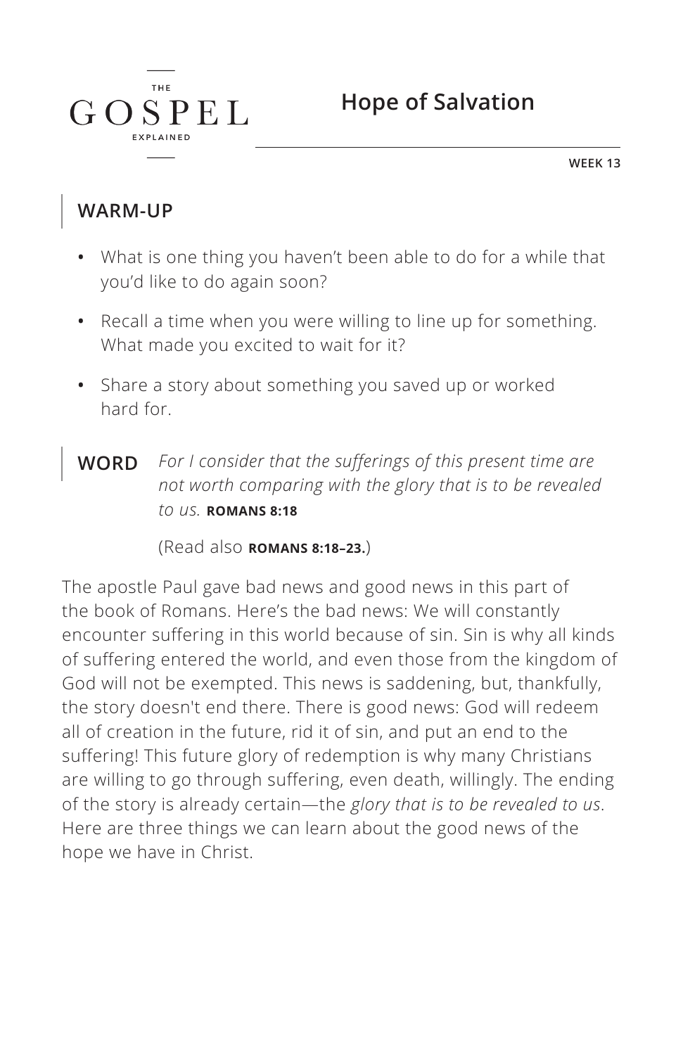THE GOSPEL EXPLAINED

# Hope of Salvation

WEEK 13

## WARM-UP

- What is one thing you haven't been able to do for a while that you'd like to do again soon?
- Recall a time when you were willing to line up for something. What made you excited to wait for it?
- Share a story about something you saved up or worked hard for.

## WORD

*For I consider that the sufferings of this present time are not worth comparing with the glory that is to be revealed to us.* **ROMANS 8:18**

(Read also **ROMANS 8:18–23.**)

The apostle Paul gave bad news and good news in this part of the book of Romans. Here's the bad news: We will constantly encounter suffering in this world because of sin. Sin is why all kinds of suffering entered the world, and even those from the kingdom of God will not be exempted. This news is saddening, but, thankfully, the story doesn't end there. There is good news: God will redeem all of creation in the future, rid it of sin, and put an end to the suffering! This future glory of redemption is why many Christians are willing to go through suffering, even death, willingly. The ending of the story is already certain—the *glory that is to be revealed to us*. Here are three things we can learn about the good news of the hope we have in Christ.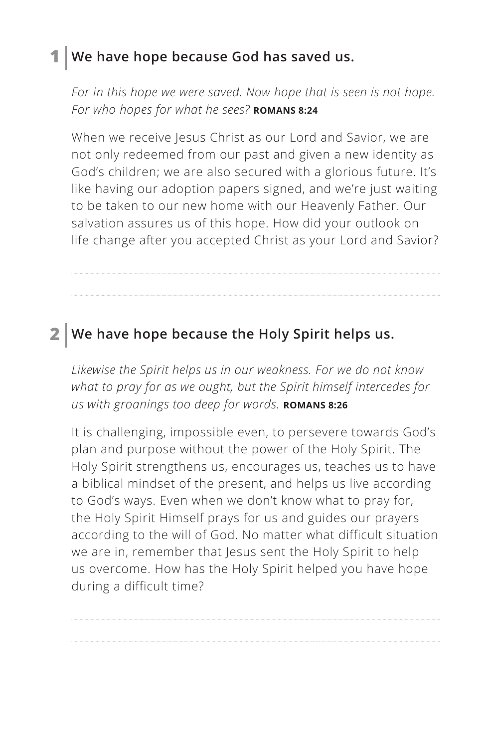## 1 | We have hope because God has saved us.

*For in this hope we were saved. Now hope that is seen is not hope. For who hopes for what he sees?* **ROMANS 8:24**

When we receive Jesus Christ as our Lord and Savior, we are not only redeemed from our past and given a new identity as God's children; we are also secured with a glorious future. It's like having our adoption papers signed, and we're just waiting to be taken to our new home with our Heavenly Father. Our salvation assures us of this hope. How did your outlook on life change after you accepted Christ as your Lord and Savior?

## 2 | We have hope because the Holy Spirit helps us.

*Likewise the Spirit helps us in our weakness. For we do not know what to pray for as we ought, but the Spirit himself intercedes for us with groanings too deep for words.* **ROMANS 8:26**

It is challenging, impossible even, to persevere towards God's plan and purpose without the power of the Holy Spirit. The Holy Spirit strengthens us, encourages us, teaches us to have a biblical mindset of the present, and helps us live according to God's ways. Even when we don't know what to pray for, the Holy Spirit Himself prays for us and guides our prayers according to the will of God. No matter what difficult situation we are in, remember that Jesus sent the Holy Spirit to help us overcome. How has the Holy Spirit helped you have hope during a difficult time?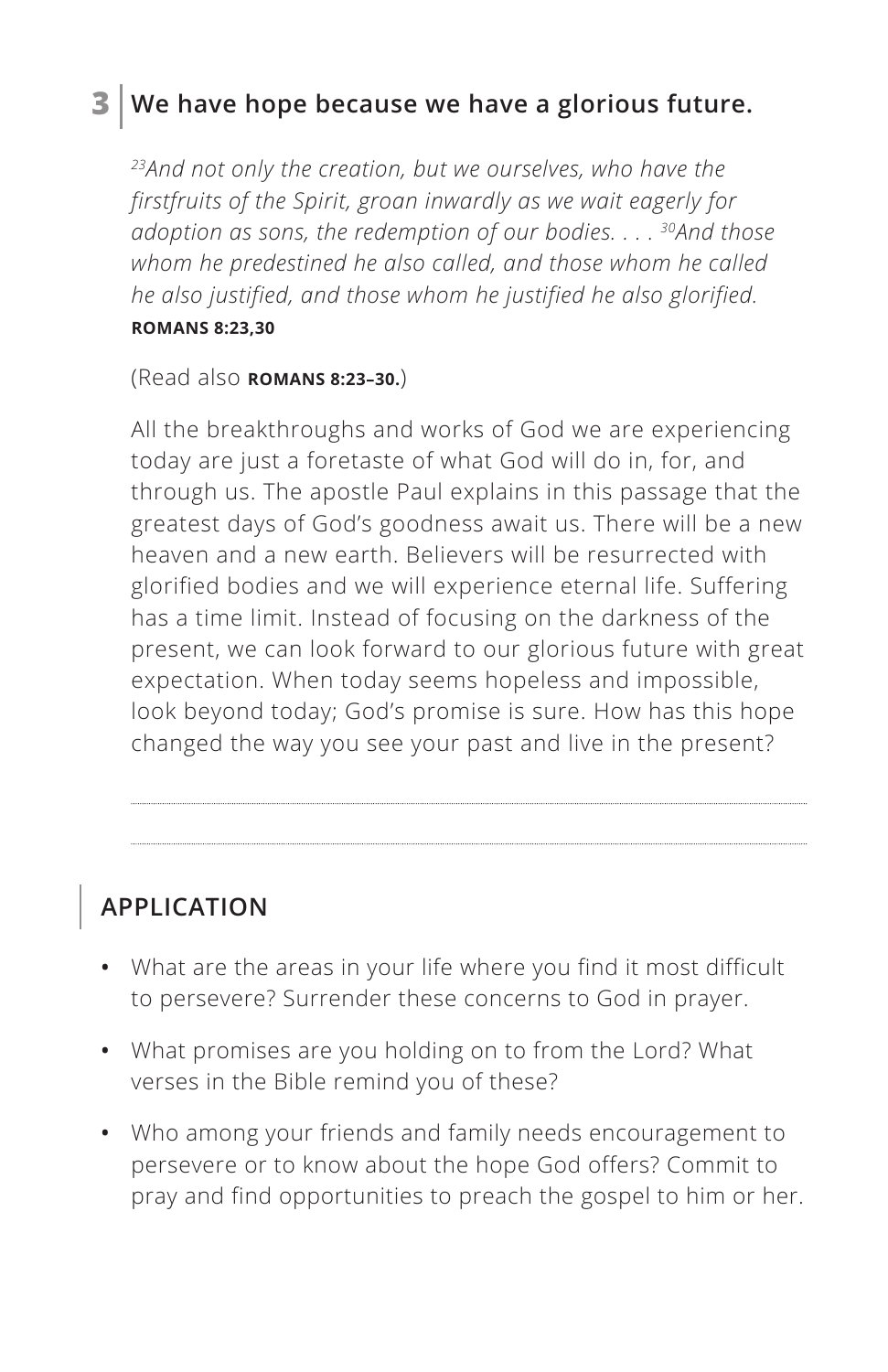## 3 | We have hope because we have a glorious future.

*[23]And not only the creation, but we ourselves, who have the firstfruits of the Spirit, groan inwardly as we wait eagerly for adoption as sons, the redemption of our bodies. . . . [30]And those whom he predestined he also called, and those whom he called he also justified, and those whom he justified he also glorified.*
**ROMANS 8:23,30**

(Read also **ROMANS 8:23–30.**)

All the breakthroughs and works of God we are experiencing today are just a foretaste of what God will do in, for, and through us. The apostle Paul explains in this passage that the greatest days of God's goodness await us. There will be a new heaven and a new earth. Believers will be resurrected with glorified bodies and we will experience eternal life. Suffering has a time limit. Instead of focusing on the darkness of the present, we can look forward to our glorious future with great expectation. When today seems hopeless and impossible, look beyond today; God's promise is sure. How has this hope changed the way you see your past and live in the present?

## APPLICATION

- What are the areas in your life where you find it most difficult to persevere? Surrender these concerns to God in prayer.
- What promises are you holding on to from the Lord? What verses in the Bible remind you of these?
- Who among your friends and family needs encouragement to persevere or to know about the hope God offers? Commit to pray and find opportunities to preach the gospel to him or her.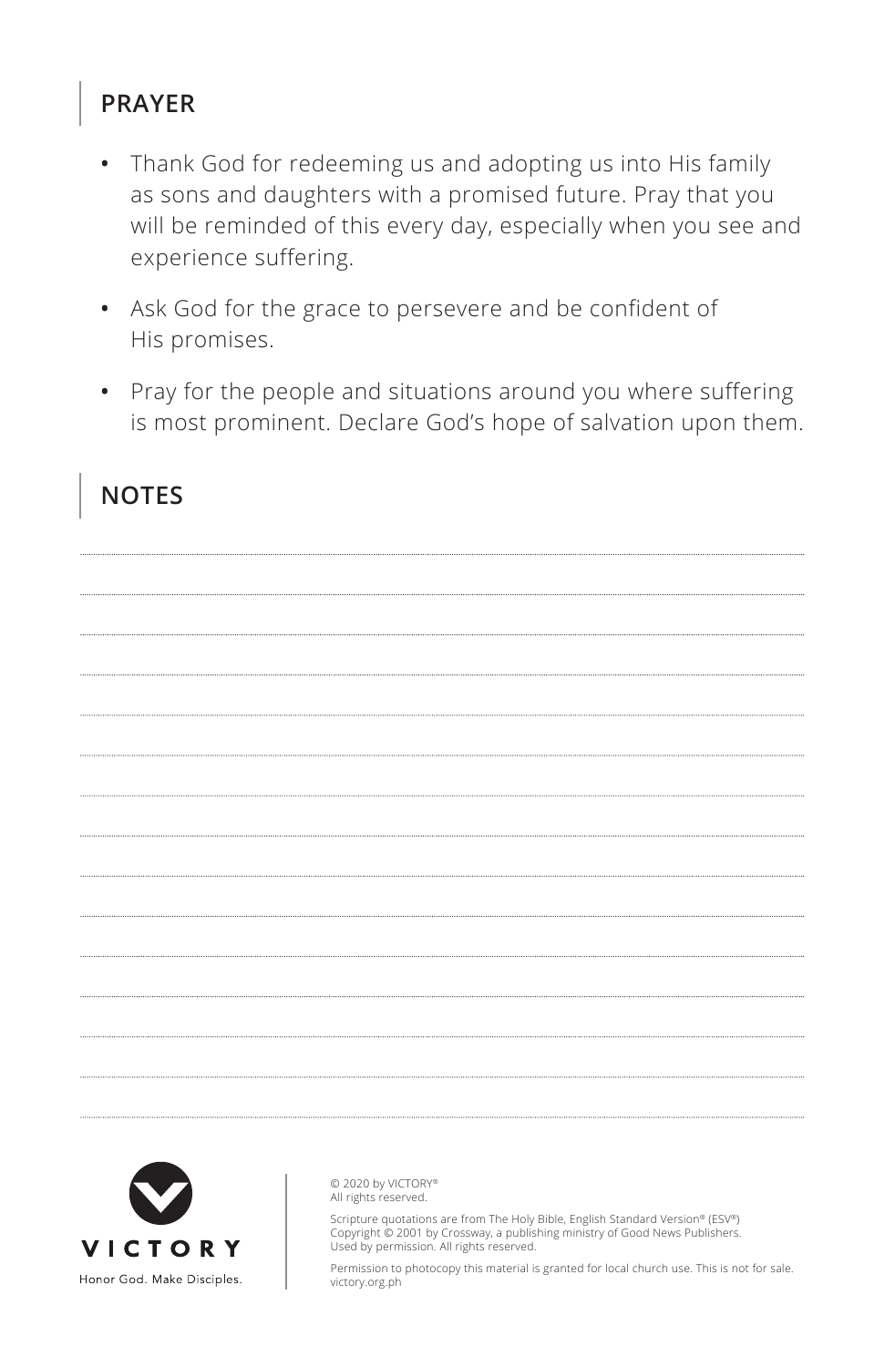## PRAYER

- Thank God for redeeming us and adopting us into His family as sons and daughters with a promised future. Pray that you will be reminded of this every day, especially when you see and experience suffering.
- Ask God for the grace to persevere and be confident of His promises.
- Pray for the people and situations around you where suffering is most prominent. Declare God's hope of salvation upon them.

## NOTES

VICTORY

Honor God. Make Disciples.

© 2020 by VICTORY®
All rights reserved.

Scripture quotations are from The Holy Bible, English Standard Version® (ESV®) Copyright © 2001 by Crossway, a publishing ministry of Good News Publishers. Used by permission. All rights reserved.

Permission to photocopy this material is granted for local church use. This is not for sale.
victory.org.ph